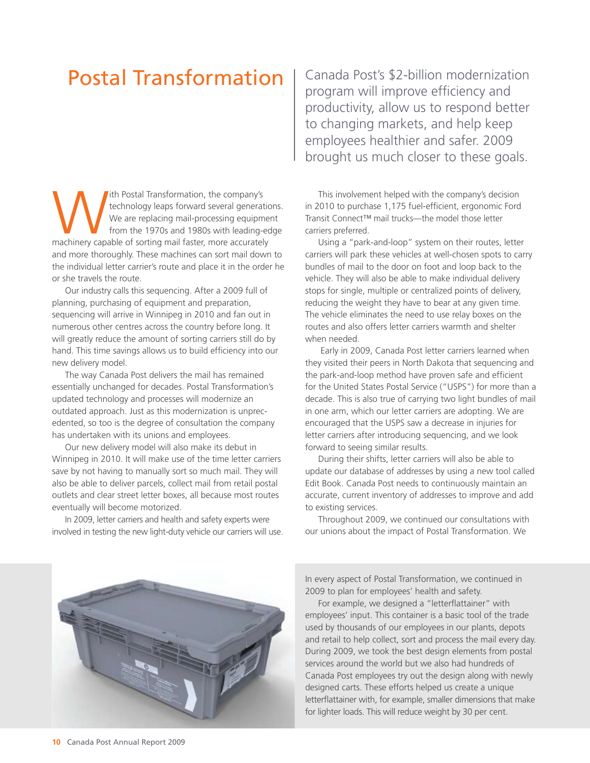# Postal Transformation

Canada Post's $2-billion modernization program will improve efficiency and productivity, allow us to respond better to changing markets, and help keep employees healthier and safer. 2009 brought us much closer to these goals.

With Postal Transformation, the company's technology leaps forward several generations. We are replacing mail-processing equipment from the 1970s and 1980s with leading-edge machinery capable of sorting mail faster, more accurately and more thoroughly. These machines can sort mail down to the individual letter carrier's route and place it in the order he or she travels the route.

Our industry calls this sequencing. After a 2009 full of planning, purchasing of equipment and preparation, sequencing will arrive in Winnipeg in 2010 and fan out in numerous other centres across the country before long. It will greatly reduce the amount of sorting carriers still do by hand. This time savings allows us to build efficiency into our new delivery model.

The way Canada Post delivers the mail has remained essentially unchanged for decades. Postal Transformation's updated technology and processes will modernize an outdated approach. Just as this modernization is unprecedented, so too is the degree of consultation the company has undertaken with its unions and employees.

Our new delivery model will also make its debut in Winnipeg in 2010. It will make use of the time letter carriers save by not having to manually sort so much mail. They will also be able to deliver parcels, collect mail from retail postal outlets and clear street letter boxes, all because most routes eventually will become motorized.

In 2009, letter carriers and health and safety experts were involved in testing the new light-duty vehicle our carriers will use. This involvement helped with the company's decision in 2010 to purchase 1,175 fuel-efficient, ergonomic Ford Transit Connect™ mail trucks—the model those letter carriers preferred.

Using a "park-and-loop" system on their routes, letter carriers will park these vehicles at well-chosen spots to carry bundles of mail to the door on foot and loop back to the vehicle. They will also be able to make individual delivery stops for single, multiple or centralized points of delivery, reducing the weight they have to bear at any given time. The vehicle eliminates the need to use relay boxes on the routes and also offers letter carriers warmth and shelter when needed.

Early in 2009, Canada Post letter carriers learned when they visited their peers in North Dakota that sequencing and the park-and-loop method have proven safe and efficient for the United States Postal Service ("USPS") for more than a decade. This is also true of carrying two light bundles of mail in one arm, which our letter carriers are adopting. We are encouraged that the USPS saw a decrease in injuries for letter carriers after introducing sequencing, and we look forward to seeing similar results.

During their shifts, letter carriers will also be able to update our database of addresses by using a new tool called Edit Book. Canada Post needs to continuously maintain an accurate, current inventory of addresses to improve and add to existing services.

Throughout 2009, we continued our consultations with our unions about the impact of Postal Transformation. We

In every aspect of Postal Transformation, we continued in 2009 to plan for employees' health and safety.

For example, we designed a "letterflattainer" with employees' input. This container is a basic tool of the trade used by thousands of our employees in our plants, depots and retail to help collect, sort and process the mail every day. During 2009, we took the best design elements from postal services around the world but we also had hundreds of Canada Post employees try out the design along with newly designed carts. These efforts helped us create a unique letterflattainer with, for example, smaller dimensions that make for lighter loads. This will reduce weight by 30 per cent.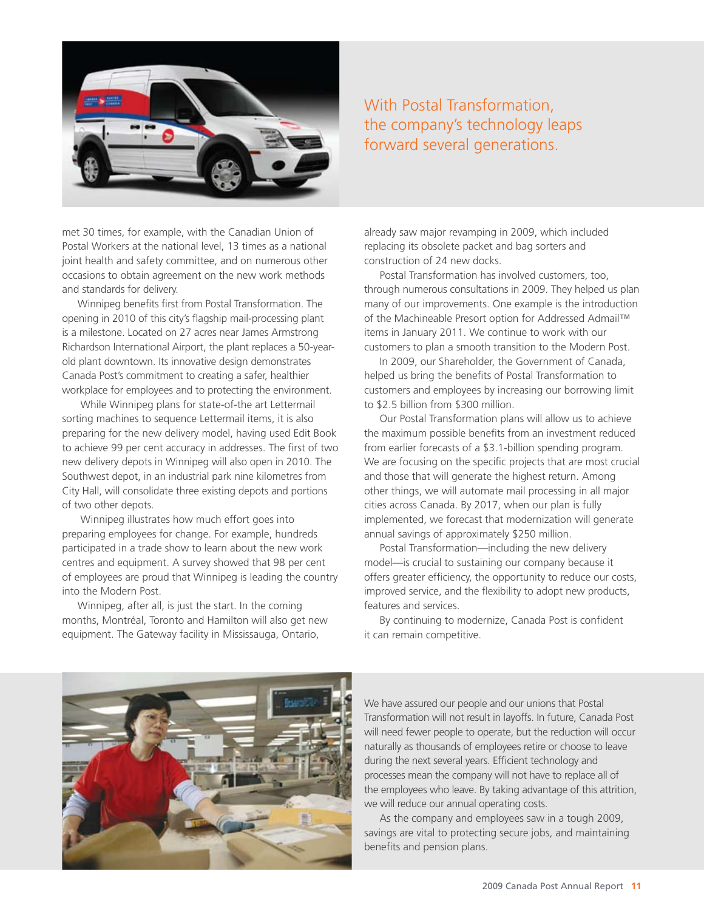With Postal Transformation, the company's technology leaps forward several generations.

met 30 times, for example, with the Canadian Union of Postal Workers at the national level, 13 times as a national joint health and safety committee, and on numerous other occasions to obtain agreement on the new work methods and standards for delivery.

Winnipeg benefits first from Postal Transformation. The opening in 2010 of this city's flagship mail-processing plant is a milestone. Located on 27 acres near James Armstrong Richardson International Airport, the plant replaces a 50-year-old plant downtown. Its innovative design demonstrates Canada Post's commitment to creating a safer, healthier workplace for employees and to protecting the environment.

While Winnipeg plans for state-of-the art Lettermail sorting machines to sequence Lettermail items, it is also preparing for the new delivery model, having used Edit Book to achieve 99 per cent accuracy in addresses. The first of two new delivery depots in Winnipeg will also open in 2010. The Southwest depot, in an industrial park nine kilometres from City Hall, will consolidate three existing depots and portions of two other depots.

Winnipeg illustrates how much effort goes into preparing employees for change. For example, hundreds participated in a trade show to learn about the new work centres and equipment. A survey showed that 98 per cent of employees are proud that Winnipeg is leading the country into the Modern Post.

Winnipeg, after all, is just the start. In the coming months, Montréal, Toronto and Hamilton will also get new equipment. The Gateway facility in Mississauga, Ontario, already saw major revamping in 2009, which included replacing its obsolete packet and bag sorters and construction of 24 new docks.

Postal Transformation has involved customers, too, through numerous consultations in 2009. They helped us plan many of our improvements. One example is the introduction of the Machineable Presort option for Addressed Admail™ items in January 2011. We continue to work with our customers to plan a smooth transition to the Modern Post.

In 2009, our Shareholder, the Government of Canada, helped us bring the benefits of Postal Transformation to customers and employees by increasing our borrowing limit to $2.5 billion from $300 million.

Our Postal Transformation plans will allow us to achieve the maximum possible benefits from an investment reduced from earlier forecasts of a $3.1-billion spending program. We are focusing on the specific projects that are most crucial and those that will generate the highest return. Among other things, we will automate mail processing in all major cities across Canada. By 2017, when our plan is fully implemented, we forecast that modernization will generate annual savings of approximately $250 million.

Postal Transformation—including the new delivery model—is crucial to sustaining our company because it offers greater efficiency, the opportunity to reduce our costs, improved service, and the flexibility to adopt new products, features and services.

By continuing to modernize, Canada Post is confident it can remain competitive.

We have assured our people and our unions that Postal Transformation will not result in layoffs. In future, Canada Post will need fewer people to operate, but the reduction will occur naturally as thousands of employees retire or choose to leave during the next several years. Efficient technology and processes mean the company will not have to replace all of the employees who leave. By taking advantage of this attrition, we will reduce our annual operating costs.

As the company and employees saw in a tough 2009, savings are vital to protecting secure jobs, and maintaining benefits and pension plans.